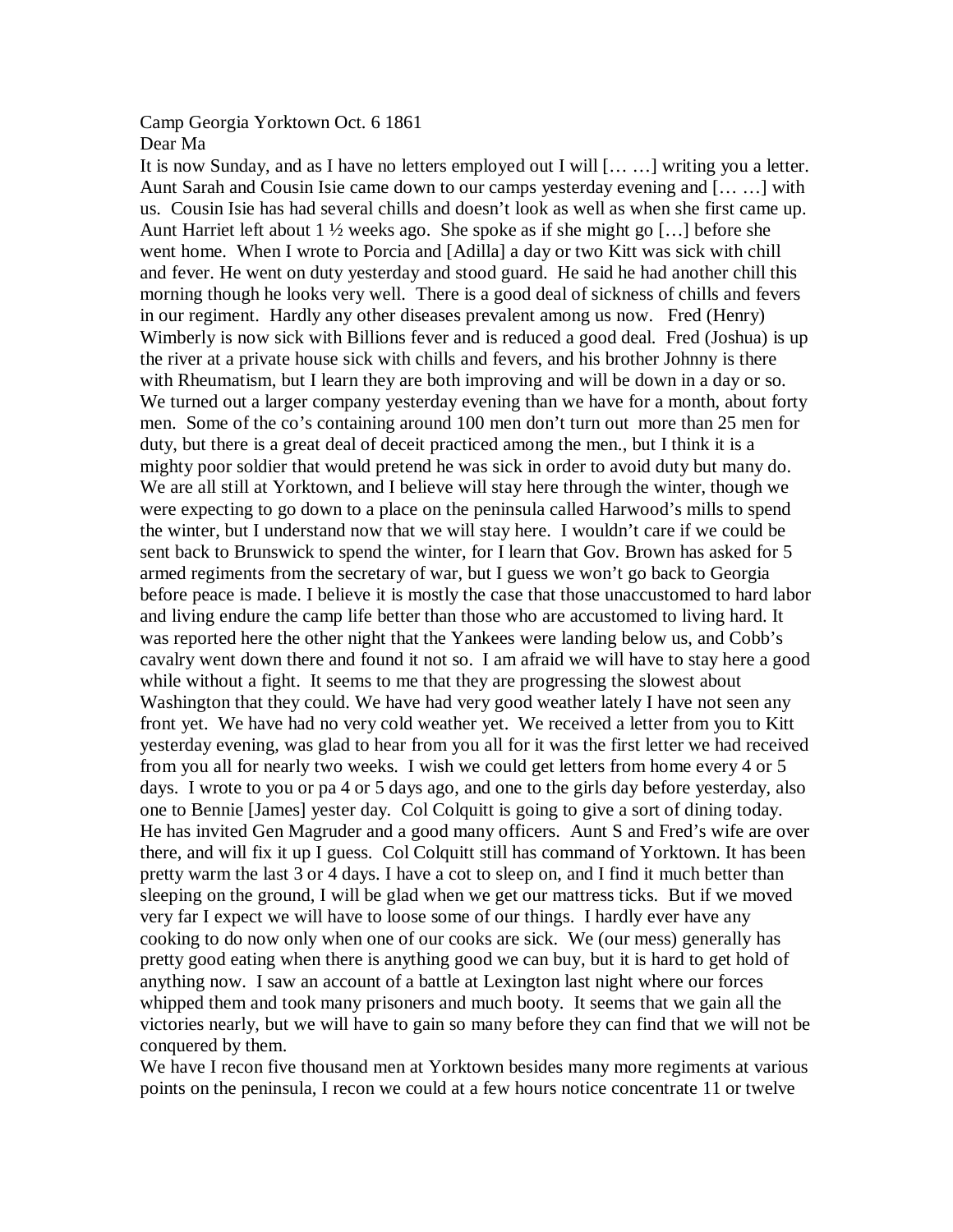Camp Georgia Yorktown Oct. 6 1861

Dear Ma

It is now Sunday, and as I have no letters employed out I will [… …] writing you a letter. Aunt Sarah and Cousin Isie came down to our camps yesterday evening and [… …] with us. Cousin Isie has had several chills and doesn't look as well as when she first came up. Aunt Harriet left about 1 ½ weeks ago. She spoke as if she might go […] before she went home. When I wrote to Porcia and [Adilla] a day or two Kitt was sick with chill and fever. He went on duty yesterday and stood guard. He said he had another chill this morning though he looks very well. There is a good deal of sickness of chills and fevers in our regiment. Hardly any other diseases prevalent among us now. Fred (Henry) Wimberly is now sick with Billions fever and is reduced a good deal. Fred (Joshua) is up the river at a private house sick with chills and fevers, and his brother Johnny is there with Rheumatism, but I learn they are both improving and will be down in a day or so. We turned out a larger company yesterday evening than we have for a month, about forty men. Some of the co's containing around 100 men don't turn out more than 25 men for duty, but there is a great deal of deceit practiced among the men., but I think it is a mighty poor soldier that would pretend he was sick in order to avoid duty but many do. We are all still at Yorktown, and I believe will stay here through the winter, though we were expecting to go down to a place on the peninsula called Harwood's mills to spend the winter, but I understand now that we will stay here. I wouldn't care if we could be sent back to Brunswick to spend the winter, for I learn that Gov. Brown has asked for 5 armed regiments from the secretary of war, but I guess we won't go back to Georgia before peace is made. I believe it is mostly the case that those unaccustomed to hard labor and living endure the camp life better than those who are accustomed to living hard. It was reported here the other night that the Yankees were landing below us, and Cobb's cavalry went down there and found it not so. I am afraid we will have to stay here a good while without a fight. It seems to me that they are progressing the slowest about Washington that they could. We have had very good weather lately I have not seen any front yet. We have had no very cold weather yet. We received a letter from you to Kitt yesterday evening, was glad to hear from you all for it was the first letter we had received from you all for nearly two weeks. I wish we could get letters from home every 4 or 5 days. I wrote to you or pa 4 or 5 days ago, and one to the girls day before yesterday, also one to Bennie [James] yester day. Col Colquitt is going to give a sort of dining today. He has invited Gen Magruder and a good many officers. Aunt S and Fred's wife are over there, and will fix it up I guess. Col Colquitt still has command of Yorktown. It has been pretty warm the last 3 or 4 days. I have a cot to sleep on, and I find it much better than sleeping on the ground, I will be glad when we get our mattress ticks. But if we moved very far I expect we will have to loose some of our things. I hardly ever have any cooking to do now only when one of our cooks are sick. We (our mess) generally has pretty good eating when there is anything good we can buy, but it is hard to get hold of anything now. I saw an account of a battle at Lexington last night where our forces whipped them and took many prisoners and much booty. It seems that we gain all the victories nearly, but we will have to gain so many before they can find that we will not be conquered by them.

We have I recon five thousand men at Yorktown besides many more regiments at various points on the peninsula, I recon we could at a few hours notice concentrate 11 or twelve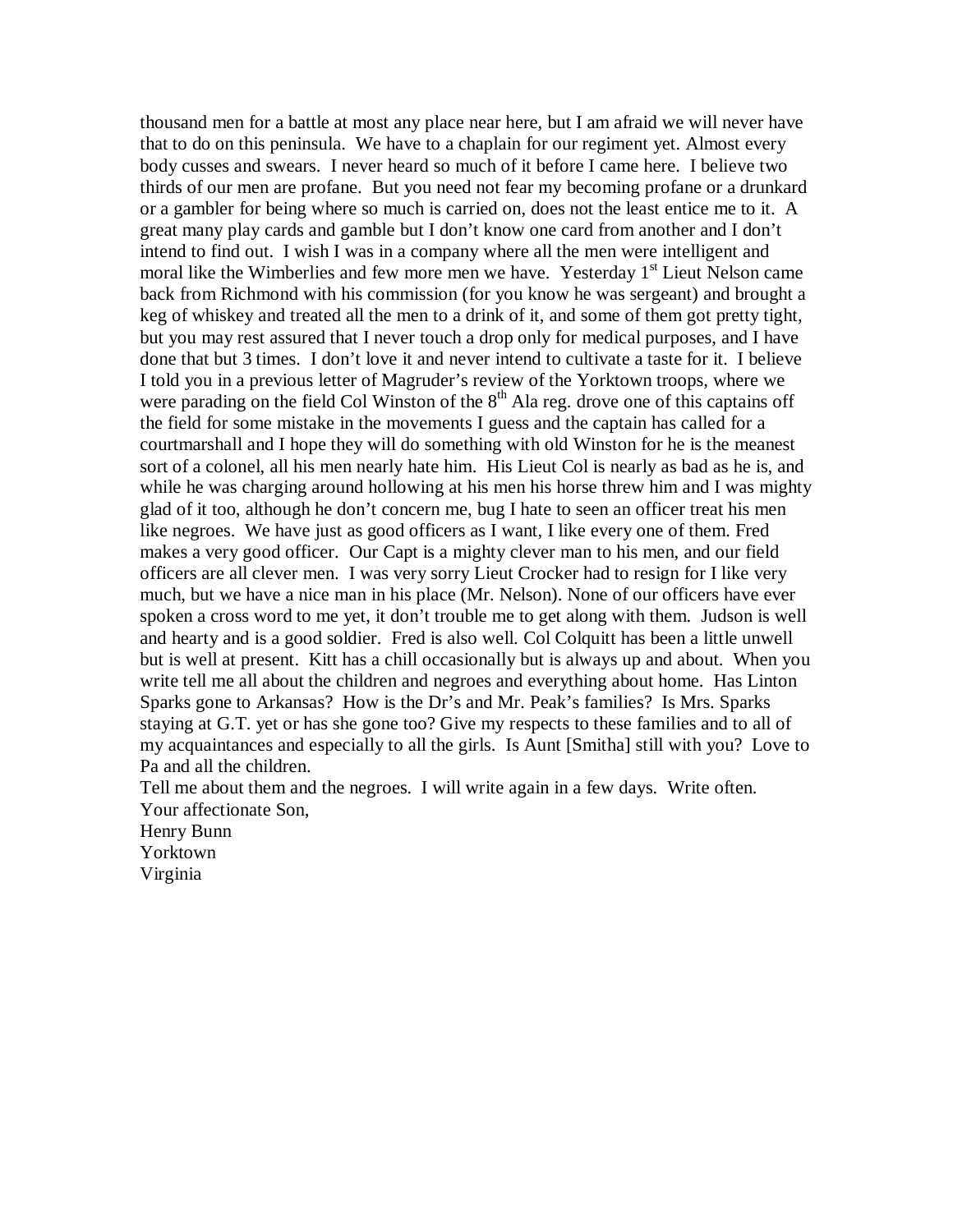thousand men for a battle at most any place near here, but I am afraid we will never have that to do on this peninsula. We have to a chaplain for our regiment yet. Almost every body cusses and swears. I never heard so much of it before I came here. I believe two thirds of our men are profane. But you need not fear my becoming profane or a drunkard or a gambler for being where so much is carried on, does not the least entice me to it. A great many play cards and gamble but I don't know one card from another and I don't intend to find out. I wish I was in a company where all the men were intelligent and moral like the Wimberlies and few more men we have. Yesterday 1st Lieut Nelson came back from Richmond with his commission (for you know he was sergeant) and brought a keg of whiskey and treated all the men to a drink of it, and some of them got pretty tight, but you may rest assured that I never touch a drop only for medical purposes, and I have done that but 3 times. I don't love it and never intend to cultivate a taste for it. I believe I told you in a previous letter of Magruder's review of the Yorktown troops, where we were parading on the field Col Winston of the 8th Ala reg. drove one of this captains off the field for some mistake in the movements I guess and the captain has called for a courtmarshall and I hope they will do something with old Winston for he is the meanest sort of a colonel, all his men nearly hate him. His Lieut Col is nearly as bad as he is, and while he was charging around hollowing at his men his horse threw him and I was mighty glad of it too, although he don't concern me, bug I hate to seen an officer treat his men like negroes. We have just as good officers as I want, I like every one of them. Fred makes a very good officer. Our Capt is a mighty clever man to his men, and our field officers are all clever men. I was very sorry Lieut Crocker had to resign for I like very much, but we have a nice man in his place (Mr. Nelson). None of our officers have ever spoken a cross word to me yet, it don't trouble me to get along with them. Judson is well and hearty and is a good soldier. Fred is also well. Col Colquitt has been a little unwell but is well at present. Kitt has a chill occasionally but is always up and about. When you write tell me all about the children and negroes and everything about home. Has Linton Sparks gone to Arkansas? How is the Dr's and Mr. Peak's families? Is Mrs. Sparks staying at G.T. yet or has she gone too? Give my respects to these families and to all of my acquaintances and especially to all the girls. Is Aunt [Smitha] still with you? Love to Pa and all the children.

Tell me about them and the negroes. I will write again in a few days. Write often.

Your affectionate Son,

Henry Bunn

Yorktown

Virginia